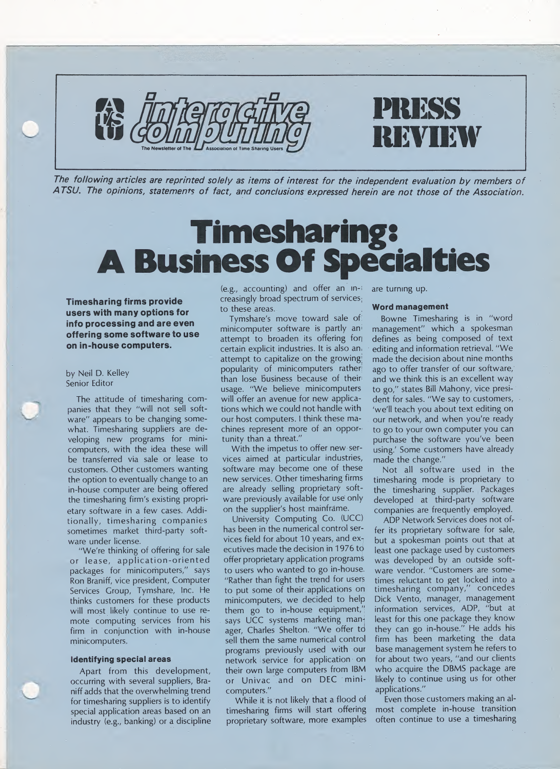# interactive computing

The Newsletter of The Association of Time Sharing Users

# PRESS REVIEW

*The following articles are reprinted solely as items of interest for the independent evaluation by members of ATSU. The opinions, statements of fact, and conclusions expressed herein are not those of the Association.*

# Timesharing: A Business Of Specialties

**Timesharing firms provide users with many options for info processing and are even offering some software to use on in-house computers.**

by Neil D. Kelley
Senior Editor

The attitude of timesharing companies that they "will not sell software" appears to be changing somewhat. Timesharing suppliers are developing new programs for minicomputers, with the idea these will be transferred via sale or lease to customers. Other customers wanting the option to eventually change to an in-house computer are being offered the timesharing firm's existing proprietary software in a few cases. Additionally, timesharing companies sometimes market third-party software under license.

"We're thinking of offering for sale or lease, application-oriented packages for minicomputers," says Ron Braniff, vice president, Computer Services Group, Tymshare, Inc. He thinks customers for these products will most likely continue to use remote computing services from his firm in conjunction with in-house minicomputers.

### Identifying special areas

Apart from this development, occurring with several suppliers, Braniff adds that the overwhelming trend for timesharing suppliers is to identify special application areas based on an industry (e.g., banking) or a discipline (e.g., accounting) and offer an increasingly broad spectrum of services to these areas.

Tymshare's move toward sale of minicomputer software is partly an attempt to broaden its offering for certain explicit industries. It is also an attempt to capitalize on the growing popularity of minicomputers rather than lose business because of their usage. "We believe minicomputers will offer an avenue for new applications which we could not handle with our host computers. I think these machines represent more of an opportunity than a threat."

With the impetus to offer new services aimed at particular industries, software may become one of these new services. Other timesharing firms are already selling proprietary software previously available for use only on the supplier's host mainframe.

University Computing Co. (UCC) has been in the numerical control services field for about 10 years, and executives made the decision in 1976 to offer proprietary application programs to users who wanted to go in-house. "Rather than fight the trend for users to put some of their applications on minicomputers, we decided to help them go to in-house equipment," says UCC systems marketing manager, Charles Shelton. "We offer to sell them the same numerical control programs previously used with our network service for application on their own large computers from IBM or Univac and on DEC minicomputers."

While it is not likely that a flood of timesharing firms will start offering proprietary software, more examples are turning up.

### Word management

Bowne Timesharing is in "word management" which a spokesman defines as being composed of text editing and information retrieval. "We made the decision about nine months ago to offer transfer of our software, and we think this is an excellent way to go," states Bill Mahony, vice president for sales. "We say to customers, 'we'll teach you about text editing on our network, and when you're ready to go to your own computer you can purchase the software you've been using.' Some customers have already made the change."

Not all software used in the timesharing mode is proprietary to the timesharing supplier. Packages developed at third-party software companies are frequently employed.

ADP Network Services does not offer its proprietary software for sale, but a spokesman points out that at least one package used by customers was developed by an outside software vendor. "Customers are sometimes reluctant to get locked into a timesharing company," concedes Dick Vento, manager, management information services, ADP, "but at least for this one package they know they can go in-house." He adds his firm has been marketing the data base management system he refers to for about two years, "and our clients who acquire the DBMS package are likely to continue using us for other applications."

Even those customers making an almost complete in-house transition often continue to use a timesharing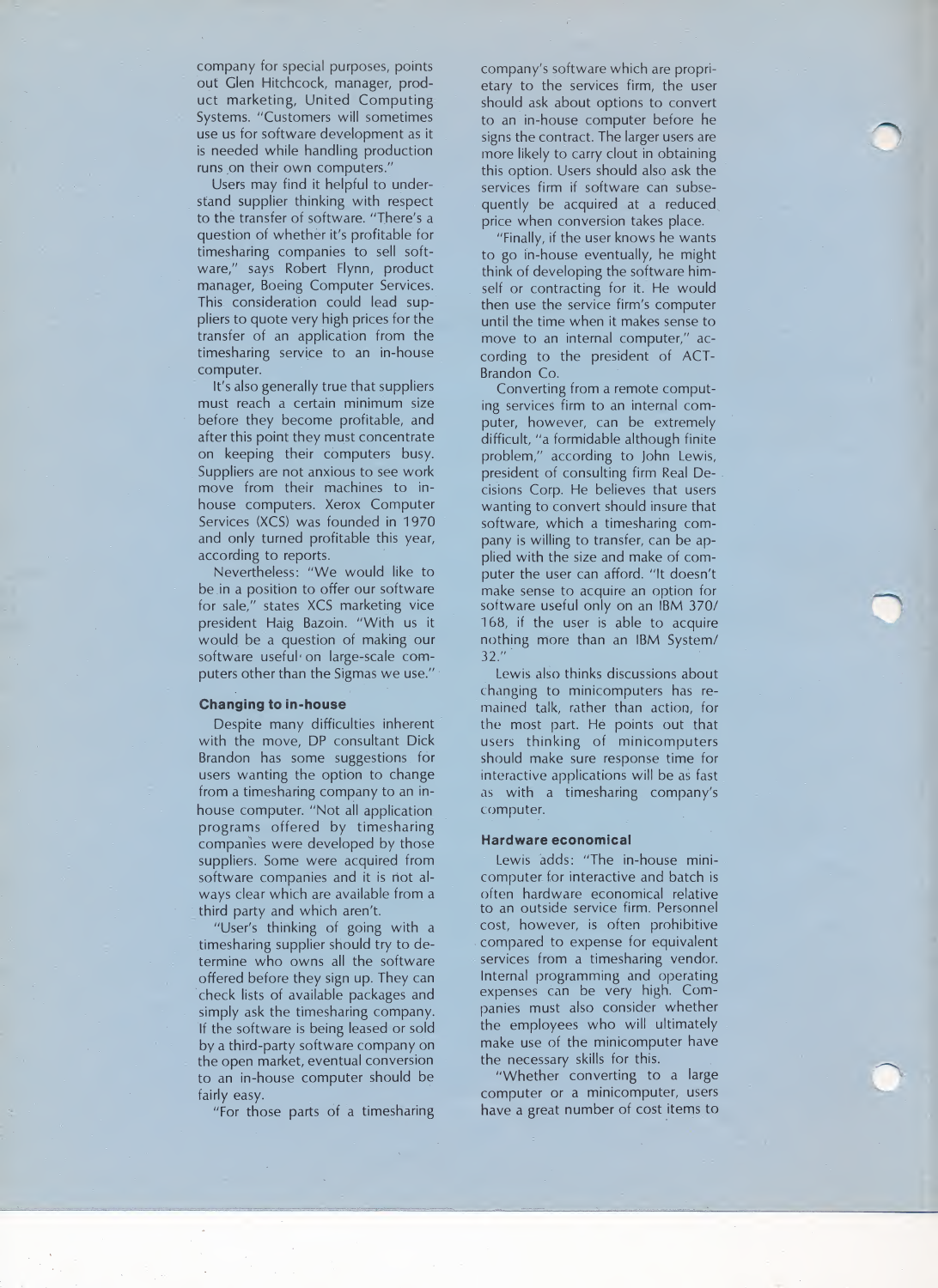company for special purposes, points out Glen Hitchcock, manager, product marketing, United Computing Systems. "Customers will sometimes use us for software development as it is needed while handling production runs on their own computers."

Users may find it helpful to understand supplier thinking with respect to the transfer of software. "There's a question of whether it's profitable for timesharing companies to sell software," says Robert Flynn, product manager, Boeing Computer Services. This consideration could lead suppliers to quote very high prices for the transfer of an application from the timesharing service to an in-house computer.

It's also generally true that suppliers must reach a certain minimum size before they become profitable, and after this point they must concentrate on keeping their computers busy. Suppliers are not anxious to see work move from their machines to in-house computers. Xerox Computer Services (XCS) was founded in 1970 and only turned profitable this year, according to reports.

Nevertheless: "We would like to be in a position to offer our software for sale," states XCS marketing vice president Haig Bazoin. "With us it would be a question of making our software useful on large-scale computers other than the Sigmas we use."

### Changing to in-house

Despite many difficulties inherent with the move, DP consultant Dick Brandon has some suggestions for users wanting the option to change from a timesharing company to an in-house computer. "Not all application programs offered by timesharing companies were developed by those suppliers. Some were acquired from software companies and it is not always clear which are available from a third party and which aren't.

"User's thinking of going with a timesharing supplier should try to determine who owns all the software offered before they sign up. They can check lists of available packages and simply ask the timesharing company. If the software is being leased or sold by a third-party software company on the open market, eventual conversion to an in-house computer should be fairly easy.

"For those parts of a timesharing company's software which are proprietary to the services firm, the user should ask about options to convert to an in-house computer before he signs the contract. The larger users are more likely to carry clout in obtaining this option. Users should also ask the services firm if software can subsequently be acquired at a reduced price when conversion takes place.

"Finally, if the user knows he wants to go in-house eventually, he might think of developing the software himself or contracting for it. He would then use the service firm's computer until the time when it makes sense to move to an internal computer," according to the president of ACT-Brandon Co.

Converting from a remote computing services firm to an internal computer, however, can be extremely difficult, "a formidable although finite problem," according to John Lewis, president of consulting firm Real Decisions Corp. He believes that users wanting to convert should insure that software, which a timesharing company is willing to transfer, can be applied with the size and make of computer the user can afford. "It doesn't make sense to acquire an option for software useful only on an IBM 370/168, if the user is able to acquire nothing more than an IBM System/32."

Lewis also thinks discussions about changing to minicomputers has remained talk, rather than action, for the most part. He points out that users thinking of minicomputers should make sure response time for interactive applications will be as fast as with a timesharing company's computer.

### Hardware economical

Lewis adds: "The in-house minicomputer for interactive and batch is often hardware economical relative to an outside service firm. Personnel cost, however, is often prohibitive compared to expense for equivalent services from a timesharing vendor. Internal programming and operating expenses can be very high. Companies must also consider whether the employees who will ultimately make use of the minicomputer have the necessary skills for this.

"Whether converting to a large computer or a minicomputer, users have a great number of cost items to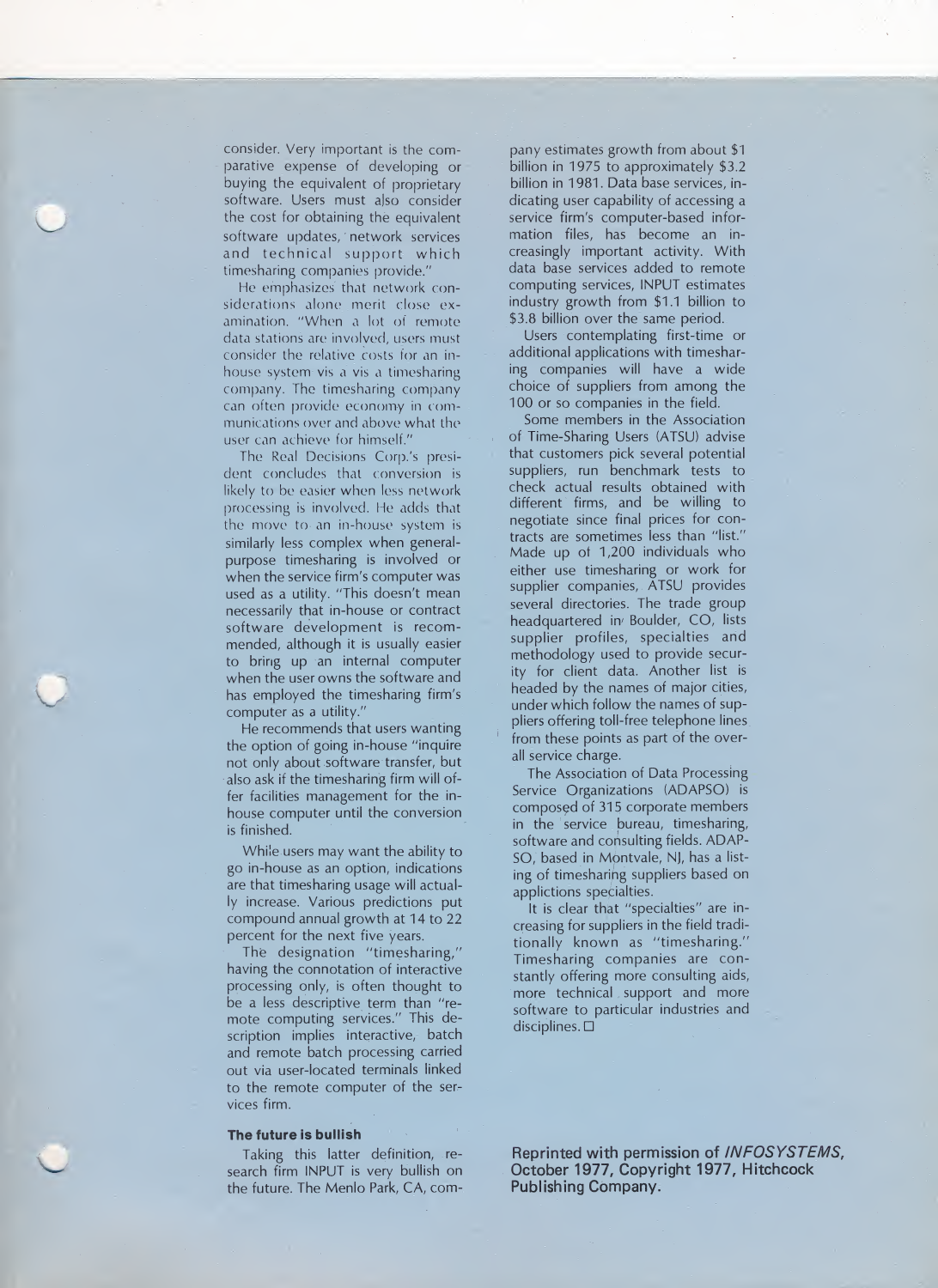consider. Very important is the comparative expense of developing or buying the equivalent of proprietary software. Users must also consider the cost for obtaining the equivalent software updates, network services and technical support which timesharing companies provide."

He emphasizes that network considerations alone merit close examination. "When a lot of remote data stations are involved, users must consider the relative costs for an in-house system vis a vis a timesharing company. The timesharing company can often provide economy in communications over and above what the user can achieve for himself."

The Real Decisions Corp.'s president concludes that conversion is likely to be easier when less network processing is involved. He adds that the move to an in-house system is similarly less complex when general-purpose timesharing is involved or when the service firm's computer was used as a utility. "This doesn't mean necessarily that in-house or contract software development is recommended, although it is usually easier to bring up an internal computer when the user owns the software and has employed the timesharing firm's computer as a utility."

He recommends that users wanting the option of going in-house "inquire not only about software transfer, but also ask if the timesharing firm will offer facilities management for the in-house computer until the conversion is finished.

While users may want the ability to go in-house as an option, indications are that timesharing usage will actually increase. Various predictions put compound annual growth at 14 to 22 percent for the next five years.

The designation "timesharing," having the connotation of interactive processing only, is often thought to be a less descriptive term than "remote computing services." This description implies interactive, batch and remote batch processing carried out via user-located terminals linked to the remote computer of the services firm.

### The future is bullish

Taking this latter definition, research firm INPUT is very bullish on the future. The Menlo Park, CA, company estimates growth from about $1 billion in 1975 to approximately $3.2 billion in 1981. Data base services, indicating user capability of accessing a service firm's computer-based information files, has become an increasingly important activity. With data base services added to remote computing services, INPUT estimates industry growth from $1.1 billion to $3.8 billion over the same period.

Users contemplating first-time or additional applications with timesharing companies will have a wide choice of suppliers from among the 100 or so companies in the field.

Some members in the Association of Time-Sharing Users (ATSU) advise that customers pick several potential suppliers, run benchmark tests to check actual results obtained with different firms, and be willing to negotiate since final prices for contracts are sometimes less than "list." Made up of 1,200 individuals who either use timesharing or work for supplier companies, ATSU provides several directories. The trade group headquartered in Boulder, CO, lists supplier profiles, specialties and methodology used to provide security for client data. Another list is headed by the names of major cities, under which follow the names of suppliers offering toll-free telephone lines from these points as part of the overall service charge.

The Association of Data Processing Service Organizations (ADAPSO) is composed of 315 corporate members in the service bureau, timesharing, software and consulting fields. ADAPSO, based in Montvale, NJ, has a listing of timesharing suppliers based on applictions specialties.

It is clear that "specialties" are increasing for suppliers in the field traditionally known as "timesharing." Timesharing companies are constantly offering more consulting aids, more technical support and more software to particular industries and disciplines. □

**Reprinted with permission of *INFOSYSTEMS*, October 1977, Copyright 1977, Hitchcock Publishing Company.**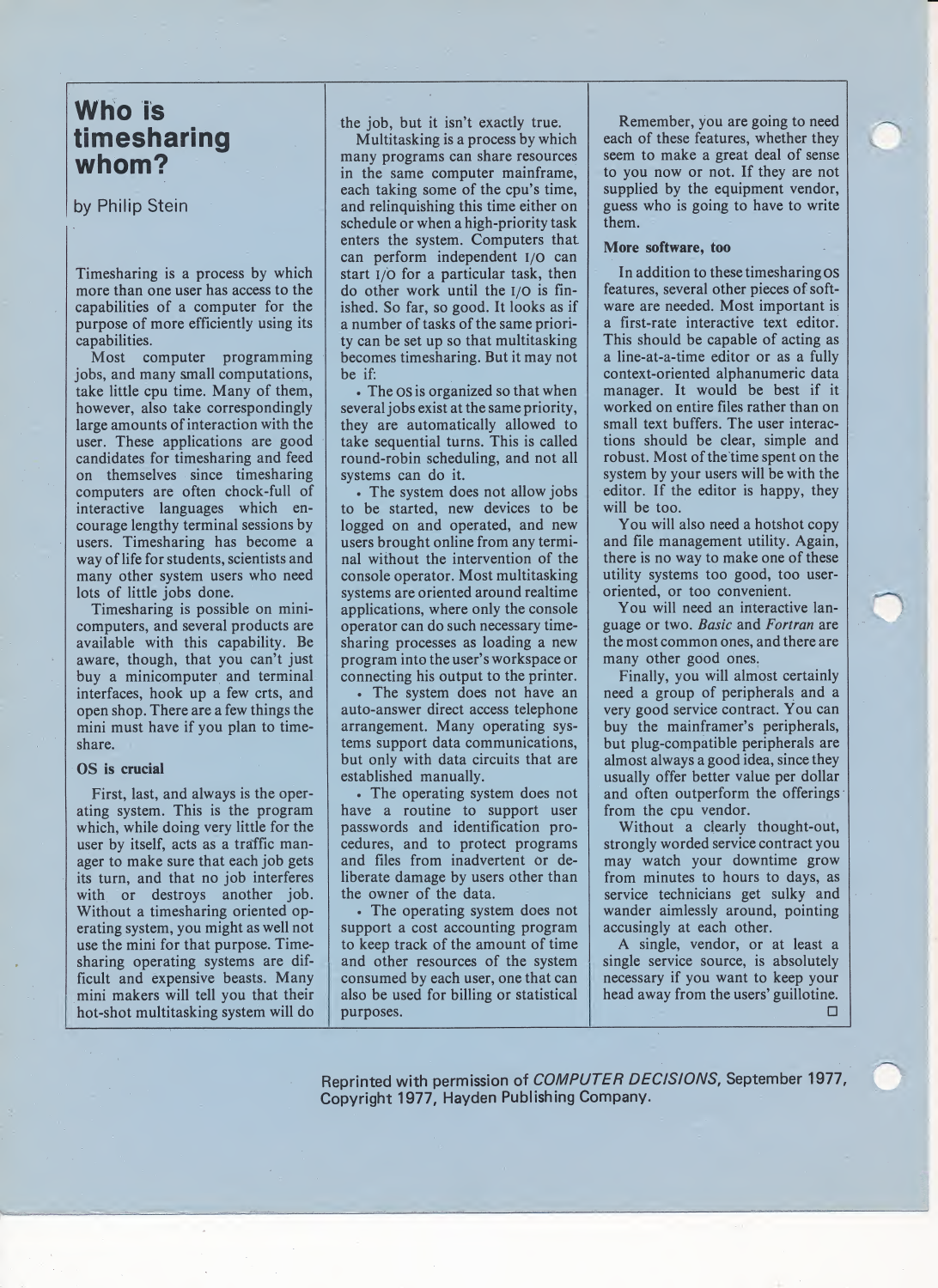# Who is timesharing whom?

by Philip Stein

Timesharing is a process by which more than one user has access to the capabilities of a computer for the purpose of more efficiently using its capabilities.

Most computer programming jobs, and many small computations, take little cpu time. Many of them, however, also take correspondingly large amounts of interaction with the user. These applications are good candidates for timesharing and feed on themselves since timesharing computers are often chock-full of interactive languages which encourage lengthy terminal sessions by users. Timesharing has become a way of life for students, scientists and many other system users who need lots of little jobs done.

Timesharing is possible on minicomputers, and several products are available with this capability. Be aware, though, that you can't just buy a minicomputer and terminal interfaces, hook up a few crts, and open shop. There are a few things the mini must have if you plan to timeshare.

### OS is crucial

First, last, and always is the operating system. This is the program which, while doing very little for the user by itself, acts as a traffic manager to make sure that each job gets its turn, and that no job interferes with or destroys another job. Without a timesharing oriented operating system, you might as well not use the mini for that purpose. Timesharing operating systems are difficult and expensive beasts. Many mini makers will tell you that their hot-shot multitasking system will do the job, but it isn't exactly true.

Multitasking is a process by which many programs can share resources in the same computer mainframe, each taking some of the cpu's time, and relinquishing this time either on schedule or when a high-priority task enters the system. Computers that can perform independent I/O can start I/O for a particular task, then do other work until the I/O is finished. So far, so good. It looks as if a number of tasks of the same priority can be set up so that multitasking becomes timesharing. But it may not be if:

- The OS is organized so that when several jobs exist at the same priority, they are automatically allowed to take sequential turns. This is called round-robin scheduling, and not all systems can do it.
- The system does not allow jobs to be started, new devices to be logged on and operated, and new users brought online from any terminal without the intervention of the console operator. Most multitasking systems are oriented around realtime applications, where only the console operator can do such necessary timesharing processes as loading a new program into the user's workspace or connecting his output to the printer.
- The system does not have an auto-answer direct access telephone arrangement. Many operating systems support data communications, but only with data circuits that are established manually.
- The operating system does not have a routine to support user passwords and identification procedures, and to protect programs and files from inadvertent or deliberate damage by users other than the owner of the data.
- The operating system does not support a cost accounting program to keep track of the amount of time and other resources of the system consumed by each user, one that can also be used for billing or statistical purposes.

Remember, you are going to need each of these features, whether they seem to make a great deal of sense to you now or not. If they are not supplied by the equipment vendor, guess who is going to have to write them.

### More software, too

In addition to these timesharing OS features, several other pieces of software are needed. Most important is a first-rate interactive text editor. This should be capable of acting as a line-at-a-time editor or as a fully context-oriented alphanumeric data manager. It would be best if it worked on entire files rather than on small text buffers. The user interactions should be clear, simple and robust. Most of the time spent on the system by your users will be with the editor. If the editor is happy, they will be too.

You will also need a hotshot copy and file management utility. Again, there is no way to make one of these utility systems too good, too user-oriented, or too convenient.

You will need an interactive language or two. *Basic* and *Fortran* are the most common ones, and there are many other good ones.

Finally, you will almost certainly need a group of peripherals and a very good service contract. You can buy the mainframer's peripherals, but plug-compatible peripherals are almost always a good idea, since they usually offer better value per dollar and often outperform the offerings from the cpu vendor.

Without a clearly thought-out, strongly worded service contract you may watch your downtime grow from minutes to hours to days, as service technicians get sulky and wander aimlessly around, pointing accusingly at each other.

A single, vendor, or at least a single service source, is absolutely necessary if you want to keep your head away from the users' guillotine. □

Reprinted with permission of *COMPUTER DECISIONS*, September 1977, Copyright 1977, Hayden Publishing Company.